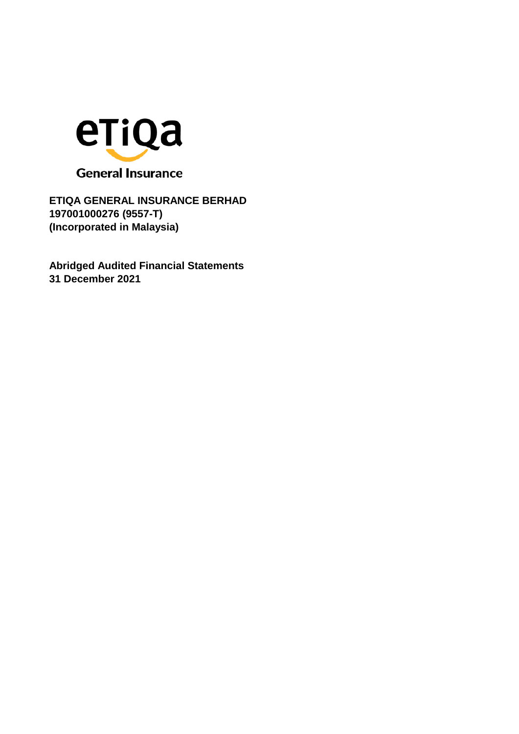eTiQa

General Insurance

**ETIQA GENERAL INSURANCE BERHAD**
**197001000276 (9557-T)**
**(Incorporated in Malaysia)**

**Abridged Audited Financial Statements**
**31 December 2021**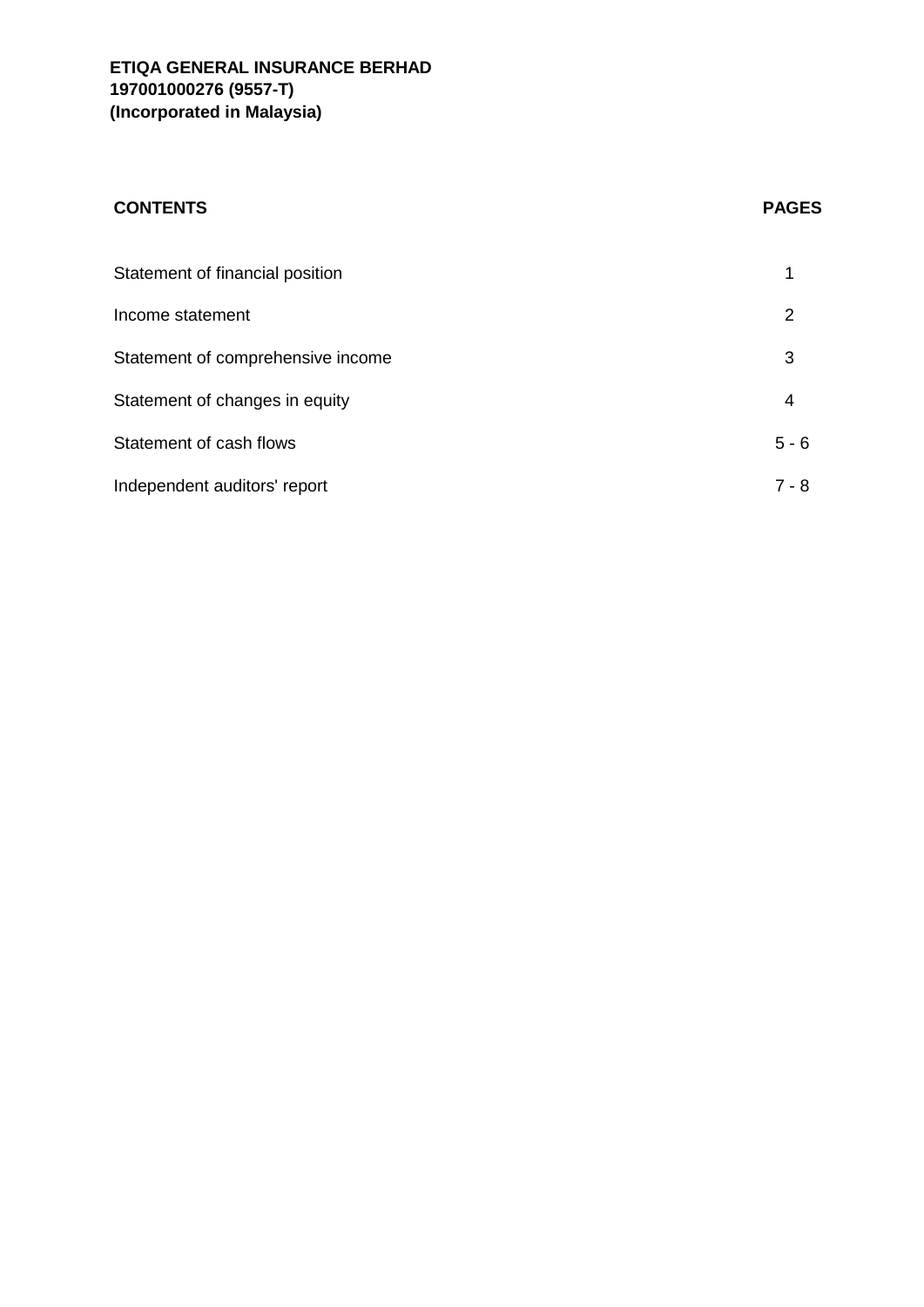**ETIQA GENERAL INSURANCE BERHAD**
**197001000276 (9557-T)**
**(Incorporated in Malaysia)**

| **CONTENTS** | **PAGES** |
| --- | --- |
| Statement of financial position | 1 |
| Income statement | 2 |
| Statement of comprehensive income | 3 |
| Statement of changes in equity | 4 |
| Statement of cash flows | 5 - 6 |
| Independent auditors' report | 7 - 8 |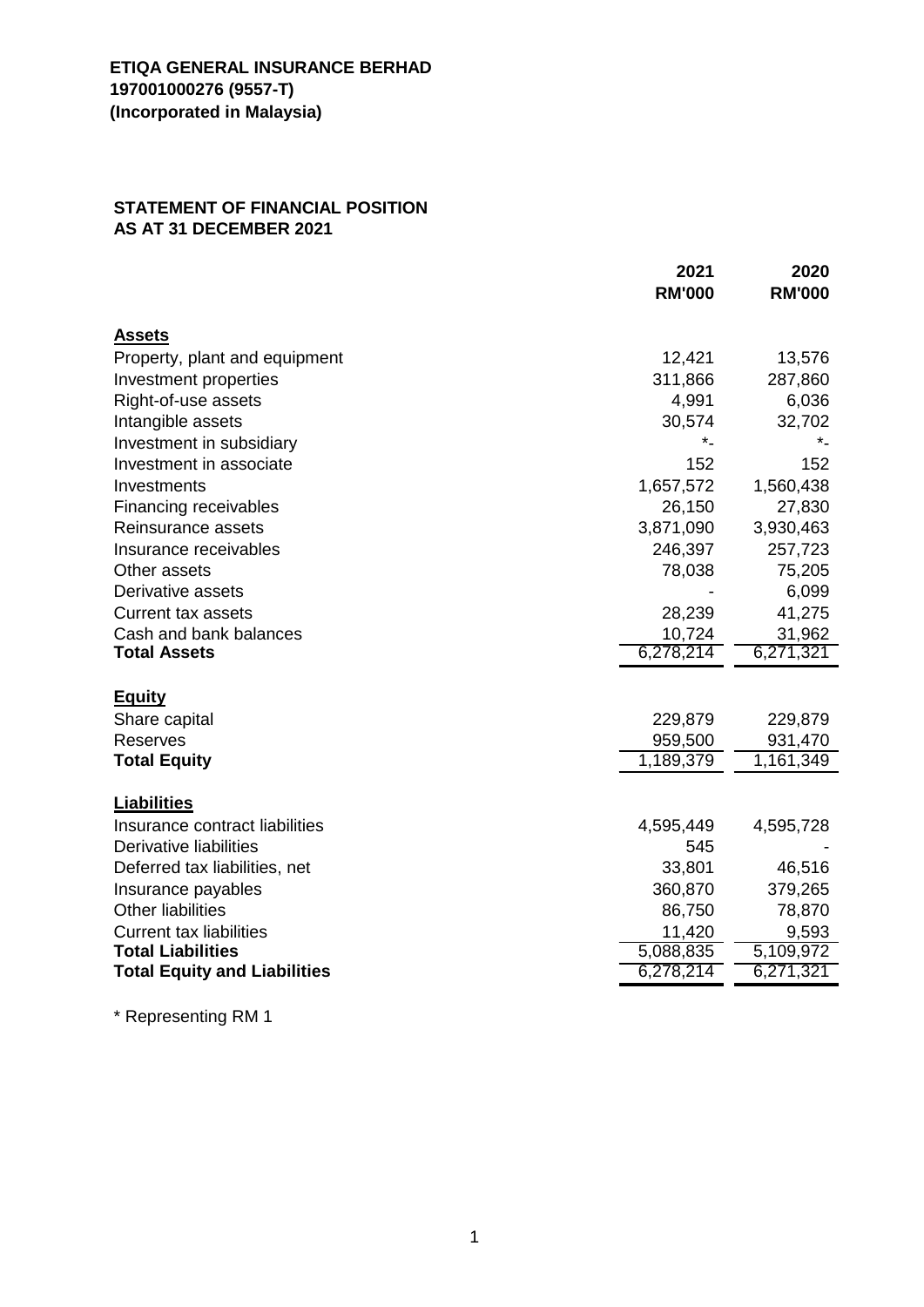**ETIQA GENERAL INSURANCE BERHAD**
**197001000276 (9557-T)**
**(Incorporated in Malaysia)**

## STATEMENT OF FINANCIAL POSITION
## AS AT 31 DECEMBER 2021

| | 2021 RM'000 | 2020 RM'000 |
|---|---|---|
| **Assets** | | |
| Property, plant and equipment | 12,421 | 13,576 |
| Investment properties | 311,866 | 287,860 |
| Right-of-use assets | 4,991 | 6,036 |
| Intangible assets | 30,574 | 32,702 |
| Investment in subsidiary | *- | *- |
| Investment in associate | 152 | 152 |
| Investments | 1,657,572 | 1,560,438 |
| Financing receivables | 26,150 | 27,830 |
| Reinsurance assets | 3,871,090 | 3,930,463 |
| Insurance receivables | 246,397 | 257,723 |
| Other assets | 78,038 | 75,205 |
| Derivative assets | - | 6,099 |
| Current tax assets | 28,239 | 41,275 |
| Cash and bank balances | 10,724 | 31,962 |
| **Total Assets** | 6,278,214 | 6,271,321 |
| **Equity** | | |
| Share capital | 229,879 | 229,879 |
| Reserves | 959,500 | 931,470 |
| **Total Equity** | 1,189,379 | 1,161,349 |
| **Liabilities** | | |
| Insurance contract liabilities | 4,595,449 | 4,595,728 |
| Derivative liabilities | 545 | - |
| Deferred tax liabilities, net | 33,801 | 46,516 |
| Insurance payables | 360,870 | 379,265 |
| Other liabilities | 86,750 | 78,870 |
| Current tax liabilities | 11,420 | 9,593 |
| **Total Liabilities** | 5,088,835 | 5,109,972 |
| **Total Equity and Liabilities** | 6,278,214 | 6,271,321 |

* Representing RM 1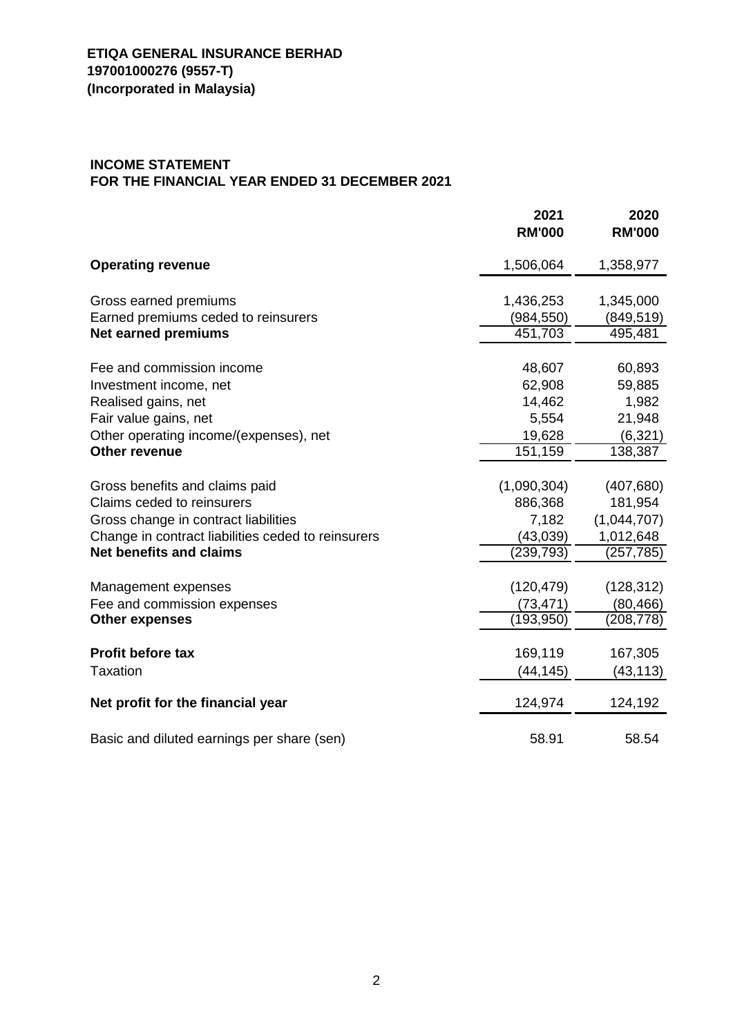**ETIQA GENERAL INSURANCE BERHAD**
**197001000276 (9557-T)**
**(Incorporated in Malaysia)**

## INCOME STATEMENT
## FOR THE FINANCIAL YEAR ENDED 31 DECEMBER 2021

| | 2021 RM'000 | 2020 RM'000 |
|---|---|---|
| **Operating revenue** | 1,506,064 | 1,358,977 |
| | | |
| Gross earned premiums | 1,436,253 | 1,345,000 |
| Earned premiums ceded to reinsurers | (984,550) | (849,519) |
| **Net earned premiums** | 451,703 | 495,481 |
| | | |
| Fee and commission income | 48,607 | 60,893 |
| Investment income, net | 62,908 | 59,885 |
| Realised gains, net | 14,462 | 1,982 |
| Fair value gains, net | 5,554 | 21,948 |
| Other operating income/(expenses), net | 19,628 | (6,321) |
| **Other revenue** | 151,159 | 138,387 |
| | | |
| Gross benefits and claims paid | (1,090,304) | (407,680) |
| Claims ceded to reinsurers | 886,368 | 181,954 |
| Gross change in contract liabilities | 7,182 | (1,044,707) |
| Change in contract liabilities ceded to reinsurers | (43,039) | 1,012,648 |
| **Net benefits and claims** | (239,793) | (257,785) |
| | | |
| Management expenses | (120,479) | (128,312) |
| Fee and commission expenses | (73,471) | (80,466) |
| **Other expenses** | (193,950) | (208,778) |
| | | |
| **Profit before tax** | 169,119 | 167,305 |
| Taxation | (44,145) | (43,113) |
| | | |
| **Net profit for the financial year** | 124,974 | 124,192 |
| | | |
| Basic and diluted earnings per share (sen) | 58.91 | 58.54 |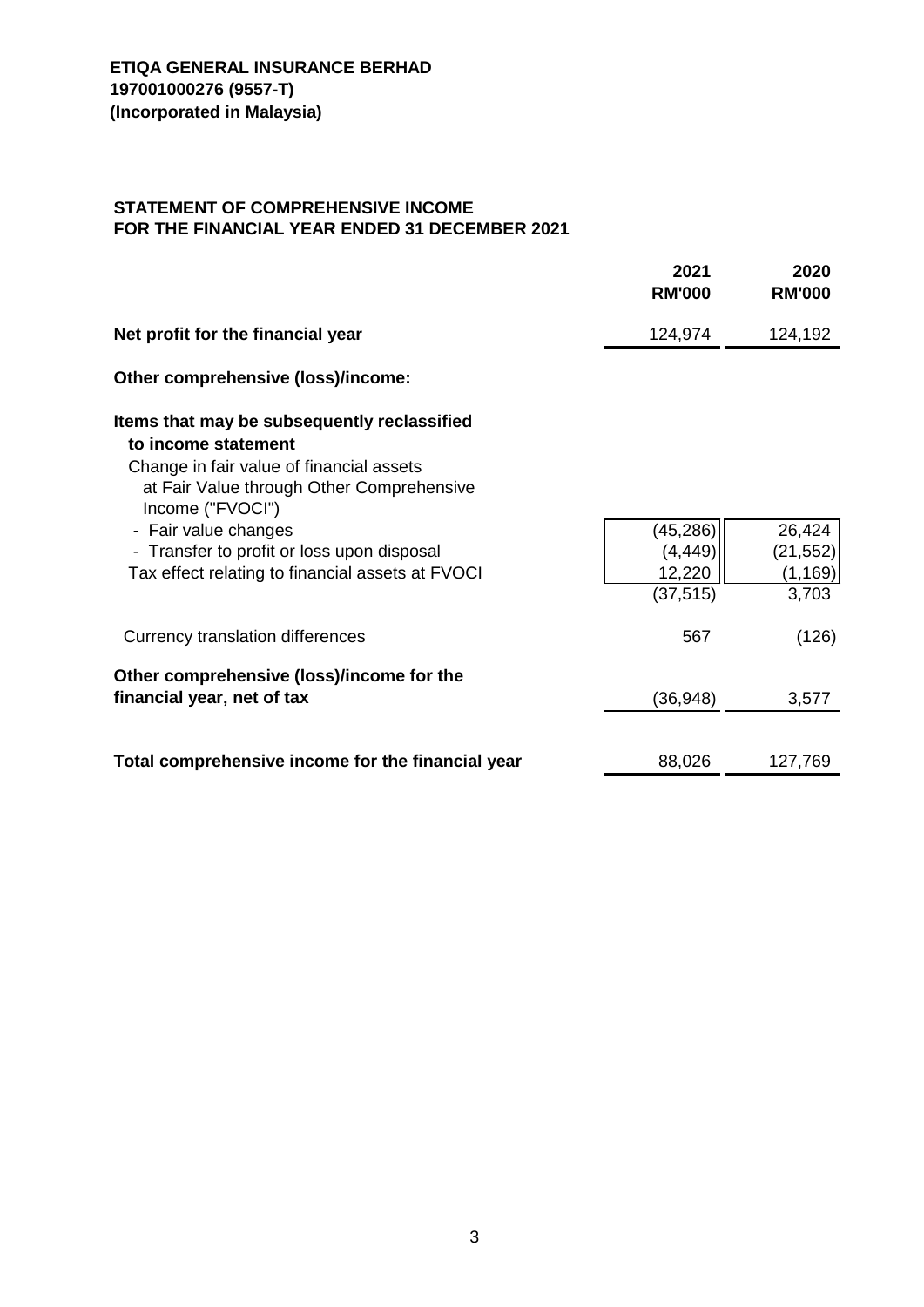**ETIQA GENERAL INSURANCE BERHAD**
**197001000276 (9557-T)**
**(Incorporated in Malaysia)**

## STATEMENT OF COMPREHENSIVE INCOME
## FOR THE FINANCIAL YEAR ENDED 31 DECEMBER 2021

| | 2021<br>RM'000 | 2020<br>RM'000 |
|---|---|---|
| **Net profit for the financial year** | 124,974 | 124,192 |
| **Other comprehensive (loss)/income:** | | |
| **Items that may be subsequently reclassified to income statement** | | |
| Change in fair value of financial assets at Fair Value through Other Comprehensive Income ("FVOCI") | | |
| - Fair value changes | (45,286) | 26,424 |
| - Transfer to profit or loss upon disposal | (4,449) | (21,552) |
| Tax effect relating to financial assets at FVOCI | 12,220 | (1,169) |
| | (37,515) | 3,703 |
| Currency translation differences | 567 | (126) |
| **Other comprehensive (loss)/income for the financial year, net of tax** | (36,948) | 3,577 |
| **Total comprehensive income for the financial year** | 88,026 | 127,769 |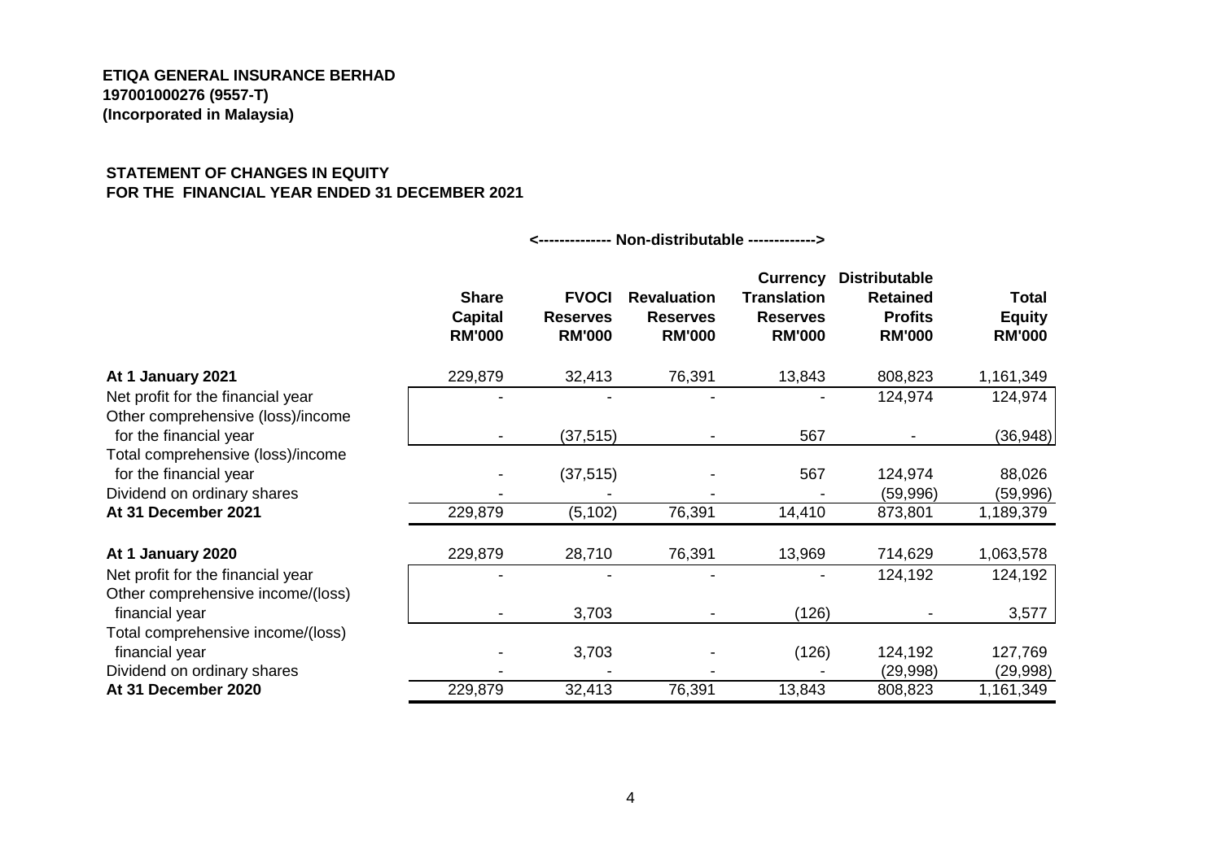**ETIQA GENERAL INSURANCE BERHAD**
**197001000276 (9557-T)**
**(Incorporated in Malaysia)**

## STATEMENT OF CHANGES IN EQUITY
## FOR THE FINANCIAL YEAR ENDED 31 DECEMBER 2021

| | <-------------- Non-distributable | | -------------> | | | |
|---|---|---|---|---|---|---|
| | **Share Capital RM'000** | **FVOCI Reserves RM'000** | **Revaluation Reserves RM'000** | **Currency Translation Reserves RM'000** | **Distributable Retained Profits RM'000** | **Total Equity RM'000** |
| **At 1 January 2021** | 229,879 | 32,413 | 76,391 | 13,843 | 808,823 | 1,161,349 |
| Net profit for the financial year | - | - | - | - | 124,974 | 124,974 |
| Other comprehensive (loss)/income for the financial year | - | (37,515) | - | 567 | - | (36,948) |
| Total comprehensive (loss)/income for the financial year | - | (37,515) | - | 567 | 124,974 | 88,026 |
| Dividend on ordinary shares | - | - | - | - | (59,996) | (59,996) |
| **At 31 December 2021** | 229,879 | (5,102) | 76,391 | 14,410 | 873,801 | 1,189,379 |
| | | | | | | |
| **At 1 January 2020** | 229,879 | 28,710 | 76,391 | 13,969 | 714,629 | 1,063,578 |
| Net profit for the financial year | - | - | - | - | 124,192 | 124,192 |
| Other comprehensive income/(loss) financial year | - | 3,703 | - | (126) | - | 3,577 |
| Total comprehensive income/(loss) financial year | - | 3,703 | - | (126) | 124,192 | 127,769 |
| Dividend on ordinary shares | - | - | - | - | (29,998) | (29,998) |
| **At 31 December 2020** | 229,879 | 32,413 | 76,391 | 13,843 | 808,823 | 1,161,349 |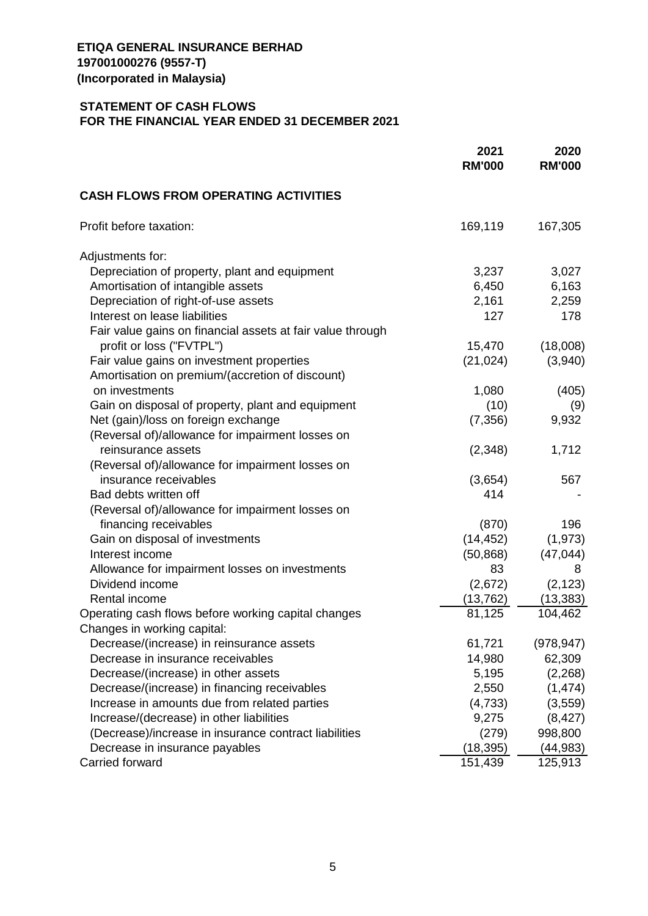**ETIQA GENERAL INSURANCE BERHAD**
**197001000276 (9557-T)**
**(Incorporated in Malaysia)**

**STATEMENT OF CASH FLOWS**
**FOR THE FINANCIAL YEAR ENDED 31 DECEMBER 2021**

| | 2021 RM'000 | 2020 RM'000 |
|---|---|---|
| **CASH FLOWS FROM OPERATING ACTIVITIES** | | |
| Profit before taxation: | 169,119 | 167,305 |
| Adjustments for: | | |
| Depreciation of property, plant and equipment | 3,237 | 3,027 |
| Amortisation of intangible assets | 6,450 | 6,163 |
| Depreciation of right-of-use assets | 2,161 | 2,259 |
| Interest on lease liabilities | 127 | 178 |
| Fair value gains on financial assets at fair value through profit or loss ("FVTPL") | 15,470 | (18,008) |
| Fair value gains on investment properties | (21,024) | (3,940) |
| Amortisation on premium/(accretion of discount) on investments | 1,080 | (405) |
| Gain on disposal of property, plant and equipment | (10) | (9) |
| Net (gain)/loss on foreign exchange | (7,356) | 9,932 |
| (Reversal of)/allowance for impairment losses on reinsurance assets | (2,348) | 1,712 |
| (Reversal of)/allowance for impairment losses on insurance receivables | (3,654) | 567 |
| Bad debts written off | 414 | - |
| (Reversal of)/allowance for impairment losses on financing receivables | (870) | 196 |
| Gain on disposal of investments | (14,452) | (1,973) |
| Interest income | (50,868) | (47,044) |
| Allowance for impairment losses on investments | 83 | 8 |
| Dividend income | (2,672) | (2,123) |
| Rental income | (13,762) | (13,383) |
| Operating cash flows before working capital changes | 81,125 | 104,462 |
| Changes in working capital: | | |
| Decrease/(increase) in reinsurance assets | 61,721 | (978,947) |
| Decrease in insurance receivables | 14,980 | 62,309 |
| Decrease/(increase) in other assets | 5,195 | (2,268) |
| Decrease/(increase) in financing receivables | 2,550 | (1,474) |
| Increase in amounts due from related parties | (4,733) | (3,559) |
| Increase/(decrease) in other liabilities | 9,275 | (8,427) |
| (Decrease)/increase in insurance contract liabilities | (279) | 998,800 |
| Decrease in insurance payables | (18,395) | (44,983) |
| Carried forward | 151,439 | 125,913 |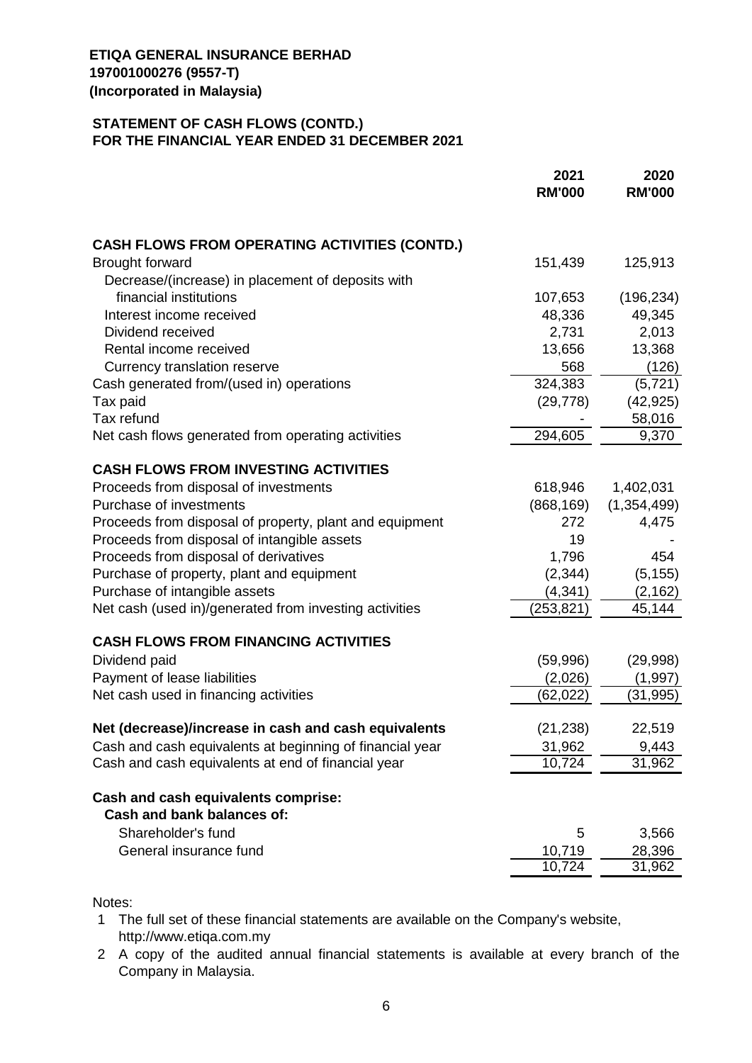**ETIQA GENERAL INSURANCE BERHAD**
**197001000276 (9557-T)**
**(Incorporated in Malaysia)**

**STATEMENT OF CASH FLOWS (CONTD.)**
**FOR THE FINANCIAL YEAR ENDED 31 DECEMBER 2021**

| | 2021 RM'000 | 2020 RM'000 |
|---|---|---|
| **CASH FLOWS FROM OPERATING ACTIVITIES (CONTD.)** | | |
| Brought forward | 151,439 | 125,913 |
| Decrease/(increase) in placement of deposits with financial institutions | 107,653 | (196,234) |
| Interest income received | 48,336 | 49,345 |
| Dividend received | 2,731 | 2,013 |
| Rental income received | 13,656 | 13,368 |
| Currency translation reserve | 568 | (126) |
| Cash generated from/(used in) operations | 324,383 | (5,721) |
| Tax paid | (29,778) | (42,925) |
| Tax refund | - | 58,016 |
| Net cash flows generated from operating activities | 294,605 | 9,370 |
| **CASH FLOWS FROM INVESTING ACTIVITIES** | | |
| Proceeds from disposal of investments | 618,946 | 1,402,031 |
| Purchase of investments | (868,169) | (1,354,499) |
| Proceeds from disposal of property, plant and equipment | 272 | 4,475 |
| Proceeds from disposal of intangible assets | 19 | - |
| Proceeds from disposal of derivatives | 1,796 | 454 |
| Purchase of property, plant and equipment | (2,344) | (5,155) |
| Purchase of intangible assets | (4,341) | (2,162) |
| Net cash (used in)/generated from investing activities | (253,821) | 45,144 |
| **CASH FLOWS FROM FINANCING ACTIVITIES** | | |
| Dividend paid | (59,996) | (29,998) |
| Payment of lease liabilities | (2,026) | (1,997) |
| Net cash used in financing activities | (62,022) | (31,995) |
| **Net (decrease)/increase in cash and cash equivalents** | (21,238) | 22,519 |
| Cash and cash equivalents at beginning of financial year | 31,962 | 9,443 |
| Cash and cash equivalents at end of financial year | 10,724 | 31,962 |
| **Cash and cash equivalents comprise:** | | |
| **Cash and bank balances of:** | | |
| Shareholder's fund | 5 | 3,566 |
| General insurance fund | 10,719 | 28,396 |
| | 10,724 | 31,962 |

Notes:

1. The full set of these financial statements are available on the Company's website, http://www.etiqa.com.my
2. A copy of the audited annual financial statements is available at every branch of the Company in Malaysia.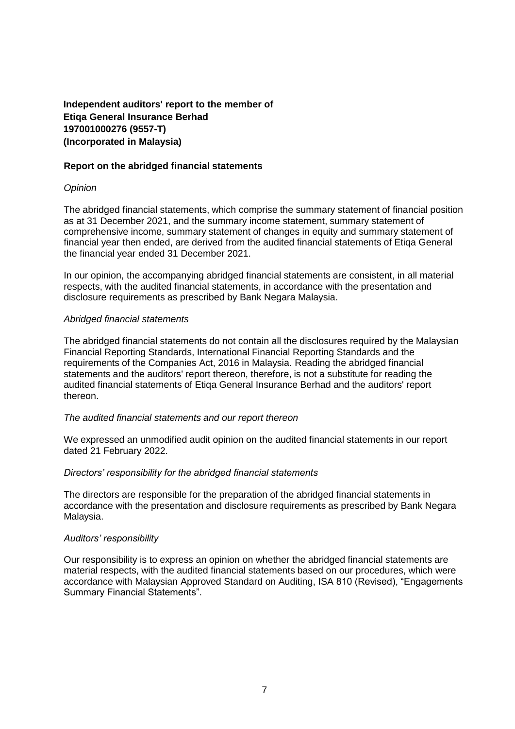**Independent auditors' report to the member of**
**Etiqa General Insurance Berhad**
**197001000276 (9557-T)**
**(Incorporated in Malaysia)**

**Report on the abridged financial statements**

*Opinion*

The abridged financial statements, which comprise the summary statement of financial position as at 31 December 2021, and the summary income statement, summary statement of comprehensive income, summary statement of changes in equity and summary statement of financial year then ended, are derived from the audited financial statements of Etiqa General the financial year ended 31 December 2021.

In our opinion, the accompanying abridged financial statements are consistent, in all material respects, with the audited financial statements, in accordance with the presentation and disclosure requirements as prescribed by Bank Negara Malaysia.

*Abridged financial statements*

The abridged financial statements do not contain all the disclosures required by the Malaysian Financial Reporting Standards, International Financial Reporting Standards and the requirements of the Companies Act, 2016 in Malaysia. Reading the abridged financial statements and the auditors' report thereon, therefore, is not a substitute for reading the audited financial statements of Etiqa General Insurance Berhad and the auditors' report thereon.

*The audited financial statements and our report thereon*

We expressed an unmodified audit opinion on the audited financial statements in our report dated 21 February 2022.

*Directors' responsibility for the abridged financial statements*

The directors are responsible for the preparation of the abridged financial statements in accordance with the presentation and disclosure requirements as prescribed by Bank Negara Malaysia.

*Auditors' responsibility*

Our responsibility is to express an opinion on whether the abridged financial statements are material respects, with the audited financial statements based on our procedures, which were accordance with Malaysian Approved Standard on Auditing, ISA 810 (Revised), "Engagements Summary Financial Statements".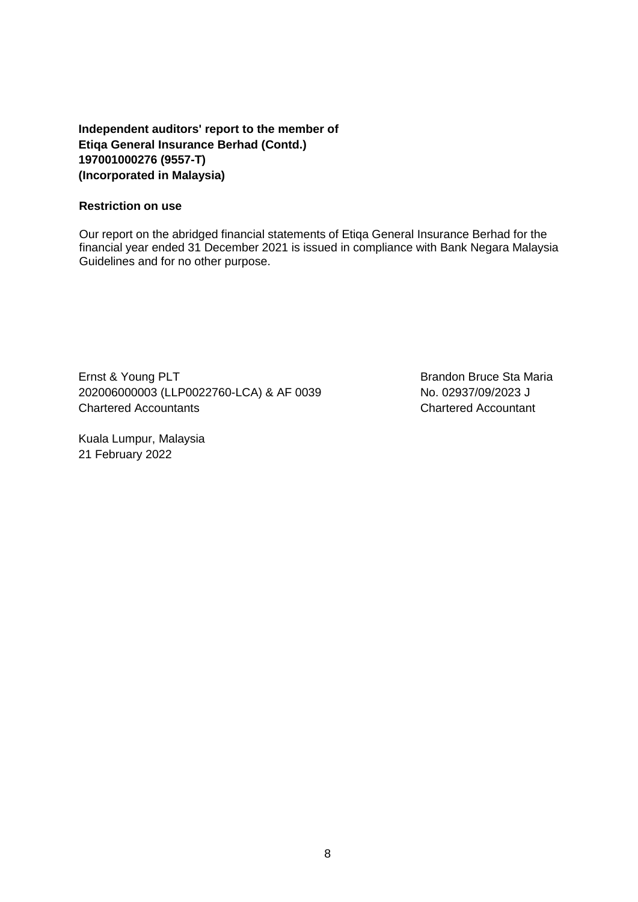**Independent auditors' report to the member of**
**Etiqa General Insurance Berhad (Contd.)**
**197001000276 (9557-T)**
**(Incorporated in Malaysia)**

**Restriction on use**

Our report on the abridged financial statements of Etiqa General Insurance Berhad for the financial year ended 31 December 2021 is issued in compliance with Bank Negara Malaysia Guidelines and for no other purpose.

Ernst & Young PLT
202006000003 (LLP0022760-LCA) & AF 0039
Chartered Accountants

Brandon Bruce Sta Maria
No. 02937/09/2023 J
Chartered Accountant

Kuala Lumpur, Malaysia
21 February 2022